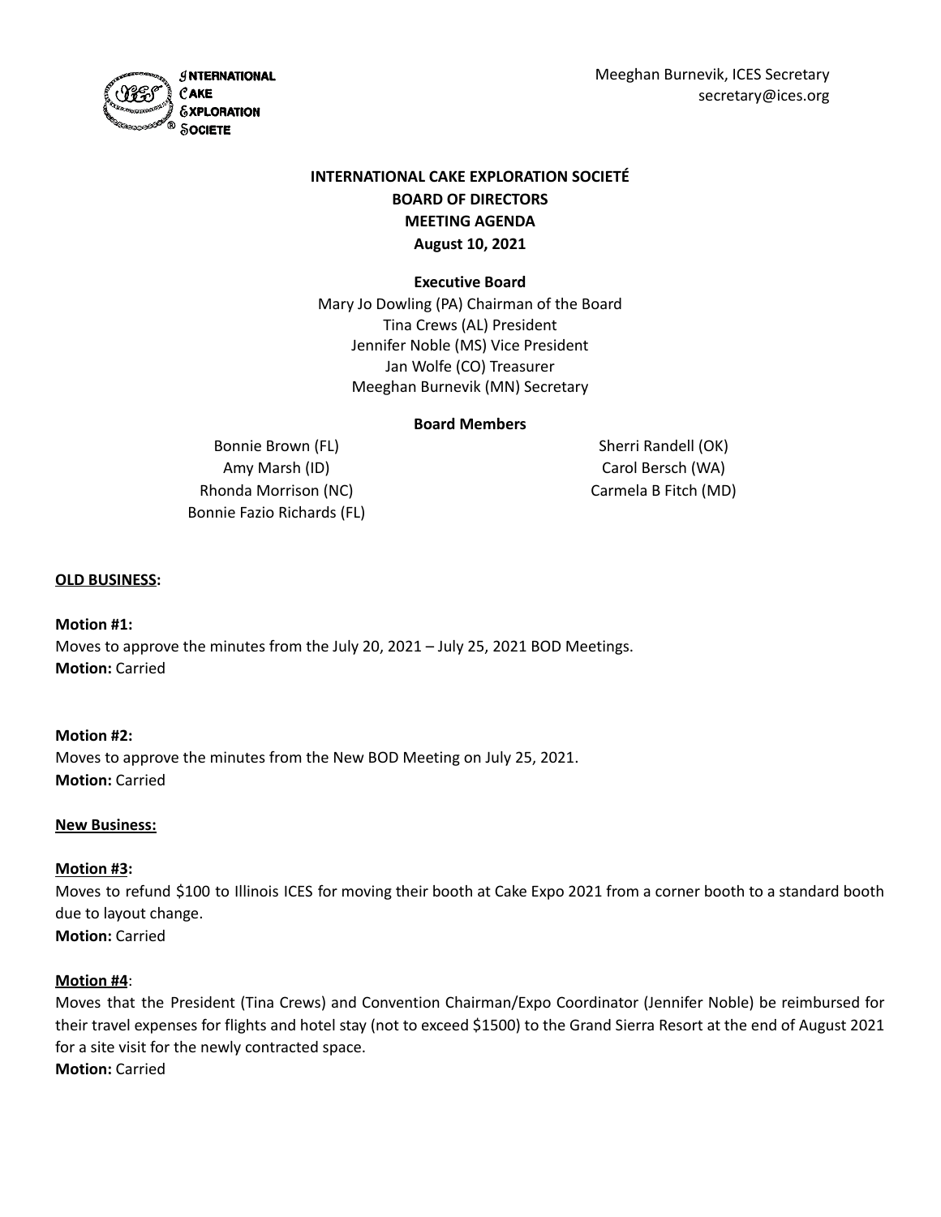Meeghan Burnevik, ICES Secretary
secretary@ices.org

**INTERNATIONAL CAKE EXPLORATION SOCIETÉ**
**BOARD OF DIRECTORS**
**MEETING AGENDA**
**August 10, 2021**

**Executive Board**

Mary Jo Dowling (PA) Chairman of the Board
Tina Crews (AL) President
Jennifer Noble (MS) Vice President
Jan Wolfe (CO) Treasurer
Meeghan Burnevik (MN) Secretary

**Board Members**

Bonnie Brown (FL)
Amy Marsh (ID)
Rhonda Morrison (NC)
Bonnie Fazio Richards (FL)
Sherri Randell (OK)
Carol Bersch (WA)
Carmela B Fitch (MD)

**OLD BUSINESS:**

**Motion #1:**
Moves to approve the minutes from the July 20, 2021 – July 25, 2021 BOD Meetings.
**Motion:** Carried

**Motion #2:**
Moves to approve the minutes from the New BOD Meeting on July 25, 2021.
**Motion:** Carried

**New Business:**

**Motion #3:**
Moves to refund $100 to Illinois ICES for moving their booth at Cake Expo 2021 from a corner booth to a standard booth due to layout change.
**Motion:** Carried

**Motion #4**:
Moves that the President (Tina Crews) and Convention Chairman/Expo Coordinator (Jennifer Noble) be reimbursed for their travel expenses for flights and hotel stay (not to exceed $1500) to the Grand Sierra Resort at the end of August 2021 for a site visit for the newly contracted space.
**Motion:** Carried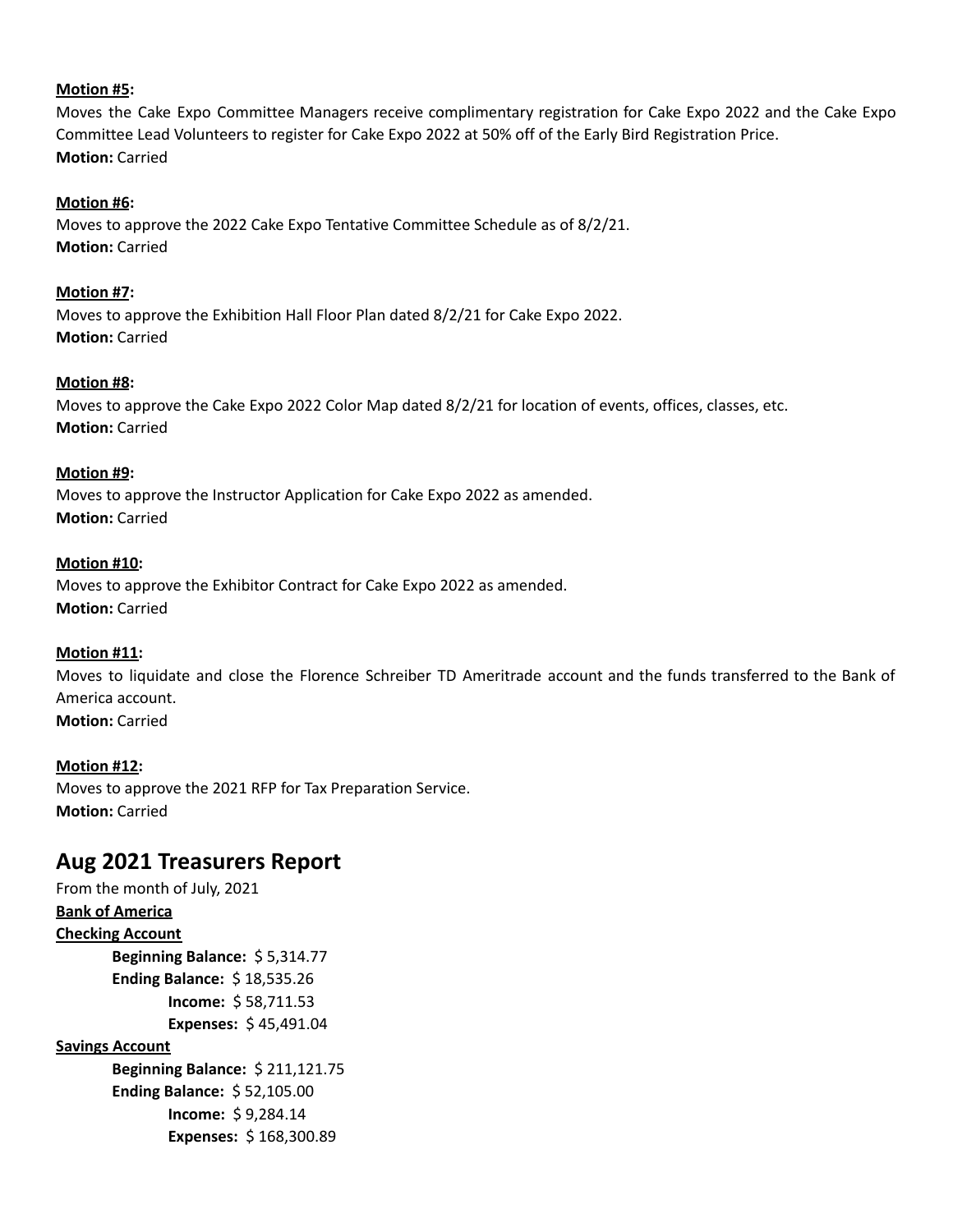**Motion #5:**
Moves the Cake Expo Committee Managers receive complimentary registration for Cake Expo 2022 and the Cake Expo Committee Lead Volunteers to register for Cake Expo 2022 at 50% off of the Early Bird Registration Price.
**Motion:** Carried

**Motion #6:**
Moves to approve the 2022 Cake Expo Tentative Committee Schedule as of 8/2/21.
**Motion:** Carried

**Motion #7:**
Moves to approve the Exhibition Hall Floor Plan dated 8/2/21 for Cake Expo 2022.
**Motion:** Carried

**Motion #8:**
Moves to approve the Cake Expo 2022 Color Map dated 8/2/21 for location of events, offices, classes, etc.
**Motion:** Carried

**Motion #9:**
Moves to approve the Instructor Application for Cake Expo 2022 as amended.
**Motion:** Carried

**Motion #10:**
Moves to approve the Exhibitor Contract for Cake Expo 2022 as amended.
**Motion:** Carried

**Motion #11:**
Moves to liquidate and close the Florence Schreiber TD Ameritrade account and the funds transferred to the Bank of America account.
**Motion:** Carried

**Motion #12:**
Moves to approve the 2021 RFP for Tax Preparation Service.
**Motion:** Carried

## Aug 2021 Treasurers Report

From the month of July, 2021

**Bank of America**

**Checking Account**

- **Beginning Balance:** $ 5,314.77
- **Ending Balance:** $ 18,535.26
  - **Income:** $ 58,711.53
  - **Expenses:** $ 45,491.04

**Savings Account**

- **Beginning Balance:** $ 211,121.75
- **Ending Balance:** $ 52,105.00
  - **Income:** $ 9,284.14
  - **Expenses:** $ 168,300.89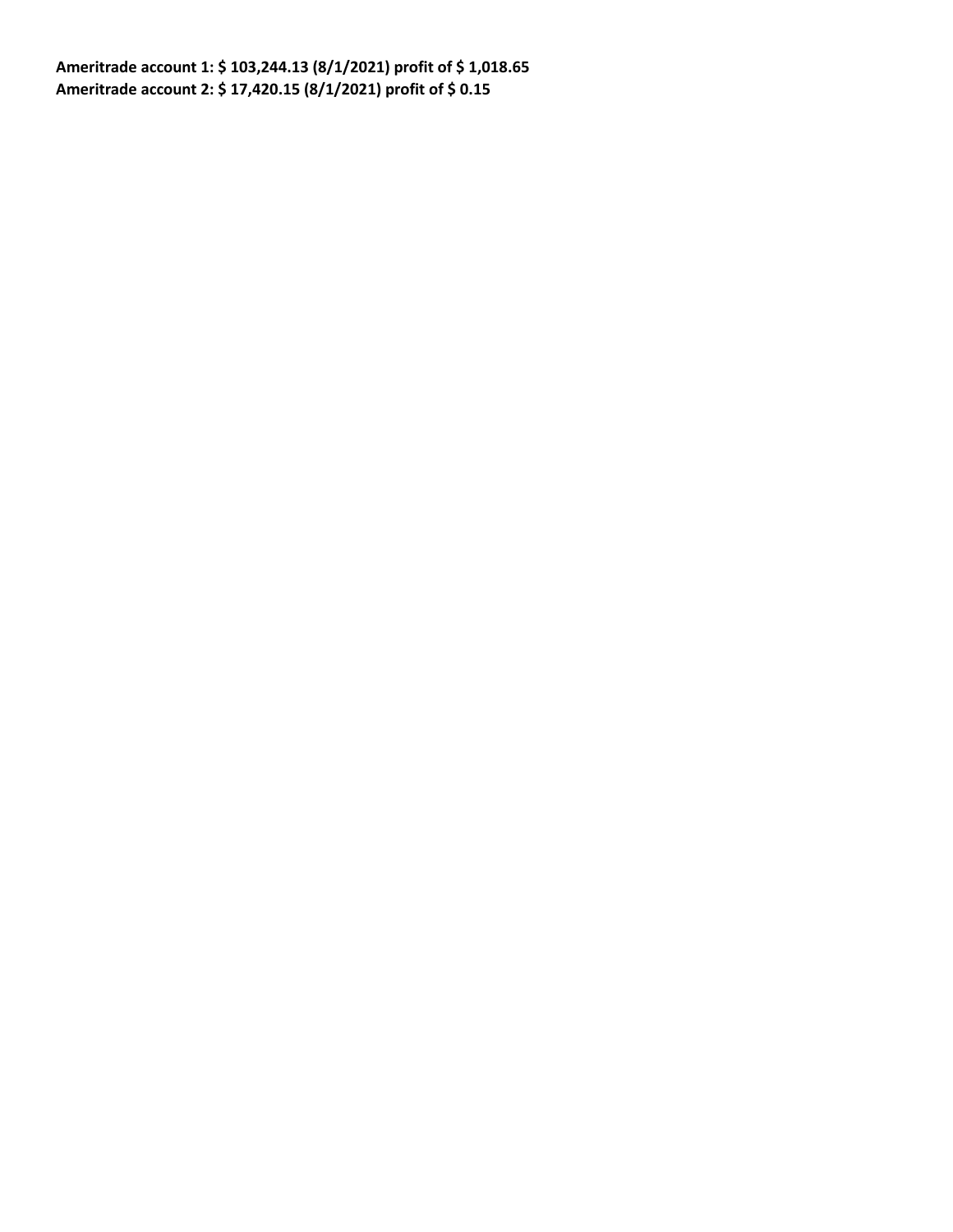**Ameritrade account 1: $ 103,244.13 (8/1/2021) profit of $ 1,018.65**
**Ameritrade account 2: $ 17,420.15 (8/1/2021) profit of $ 0.15**